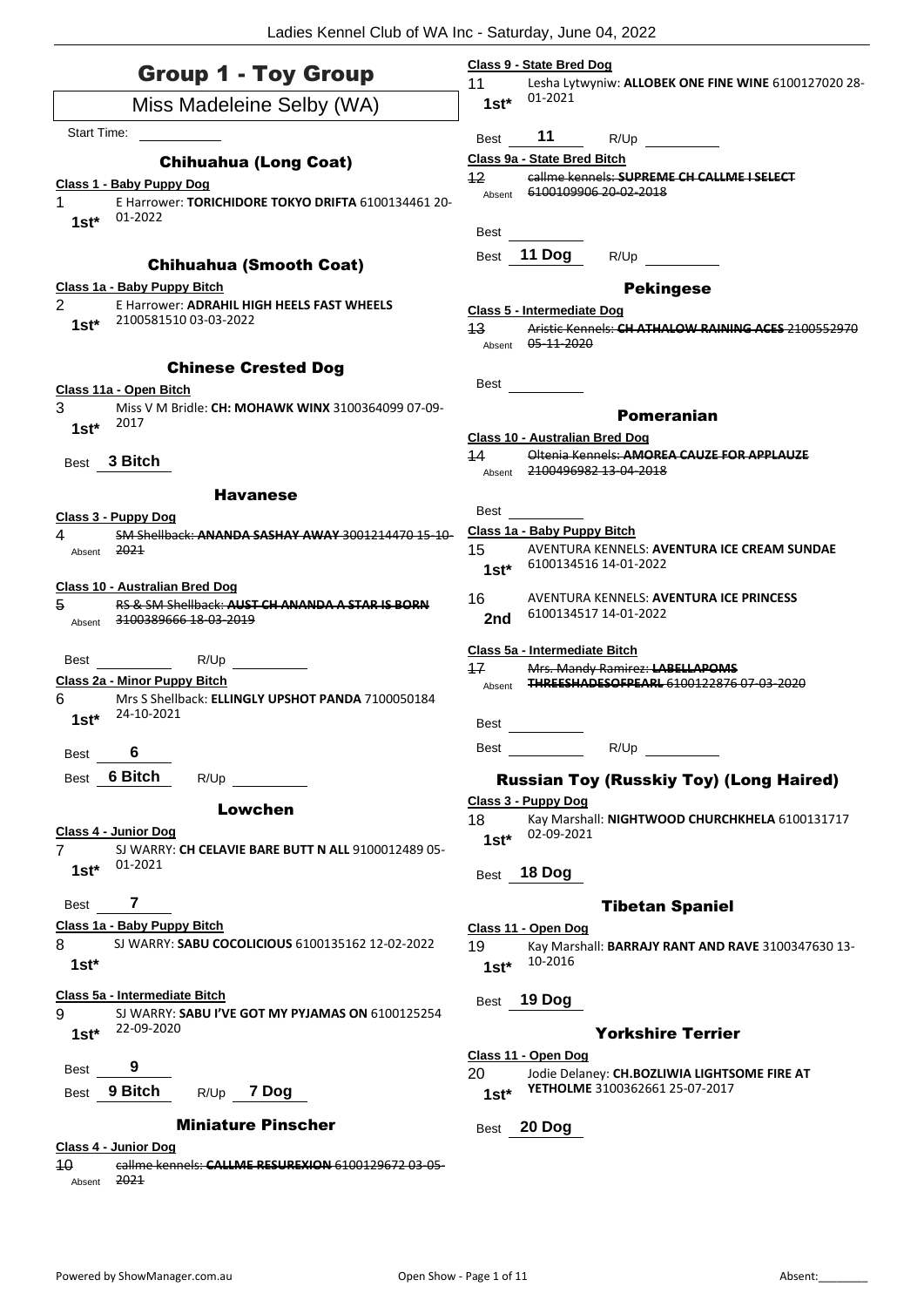# Group 1 - Toy Group

Miss Madeleine Selby (WA)

Start Time: ___________

### Chihuahua (Long Coat)

**Class 1 - Baby Puppy Dog**

1 E Harrower: **TORICHIDORE TOKYO DRIFTA** 6100134461 20-01-2022
**1st***

### Chihuahua (Smooth Coat)

**Class 1a - Baby Puppy Bitch**

2 E Harrower: **ADRAHIL HIGH HEELS FAST WHEELS** 2100581510 03-03-2022
**1st***

### Chinese Crested Dog

**Class 11a - Open Bitch**

3 Miss V M Bridle: **CH: MOHAWK WINX** 3100364099 07-09-2017
**1st***

Best **3 Bitch**

### Havanese

**Class 3 - Puppy Dog**

~~4 SM Shellback: **ANANDA SASHAY AWAY** 3001214470 15-10-2021~~
Absent

**Class 10 - Australian Bred Dog**

~~5 RS & SM Shellback: **AUST CH ANANDA A STAR IS BORN** 3100389666 18-03-2019~~
Absent

Best ___________ R/Up ___________

**Class 2a - Minor Puppy Bitch**

6 Mrs S Shellback: **ELLINGLY UPSHOT PANDA** 7100050184 24-10-2021
**1st***

Best **6**

Best **6 Bitch** R/Up ___________

### Lowchen

**Class 4 - Junior Dog**

7 SJ WARRY: **CH CELAVIE BARE BUTT N ALL** 9100012489 05-01-2021
**1st***

Best **7**

**Class 1a - Baby Puppy Bitch**

8 SJ WARRY: **SABU COCOLICIOUS** 6100135162 12-02-2022
**1st***

**Class 5a - Intermediate Bitch**

9 SJ WARRY: **SABU I'VE GOT MY PYJAMAS ON** 6100125254 22-09-2020
**1st***

Best **9**

Best **9 Bitch** R/Up **7 Dog**

### Miniature Pinscher

**Class 4 - Junior Dog**

~~10 callme kennels: **CALLME RESUREXION** 6100129672 03-05-2021~~
Absent

**Class 9 - State Bred Dog**

11 Lesha Lytwyniw: **ALLOBEK ONE FINE WINE** 6100127020 28-01-2021
**1st***

Best **11** R/Up ___________

**Class 9a - State Bred Bitch**

~~12 callme kennels: **SUPREME CH CALLME I SELECT** 6100109906 20-02-2018~~
Absent

Best ___________

Best **11 Dog** R/Up ___________

### Pekingese

**Class 5 - Intermediate Dog**

~~13 Aristic Kennels: **CH ATHALOW RAINING ACES** 2100552970 05-11-2020~~
Absent

Best ___________

### Pomeranian

**Class 10 - Australian Bred Dog**

~~14 Oltenia Kennels: **AMOREA CAUZE FOR APPLAUZE** 2100496982 13-04-2018~~
Absent

Best ___________

**Class 1a - Baby Puppy Bitch**

15 AVENTURA KENNELS: **AVENTURA ICE CREAM SUNDAE** 6100134516 14-01-2022
**1st***

16 AVENTURA KENNELS: **AVENTURA ICE PRINCESS** 6100134517 14-01-2022
**2nd**

**Class 5a - Intermediate Bitch**

~~17 Mrs. Mandy Ramirez: **LABELLAPOMS THREESHADESOFPEARL** 6100122876 07-03-2020~~
Absent

Best ___________

Best ___________ R/Up ___________

### Russian Toy (Russkiy Toy) (Long Haired)

**Class 3 - Puppy Dog**

18 Kay Marshall: **NIGHTWOOD CHURCHKHELA** 6100131717 02-09-2021
**1st***

Best **18 Dog**

### Tibetan Spaniel

**Class 11 - Open Dog**

19 Kay Marshall: **BARRAJY RANT AND RAVE** 3100347630 13-10-2016
**1st***

Best **19 Dog**

### Yorkshire Terrier

**Class 11 - Open Dog**

20 Jodie Delaney: **CH.BOZLIWIA LIGHTSOME FIRE AT YETHOLME** 3100362661 25-07-2017
**1st***

Best **20 Dog**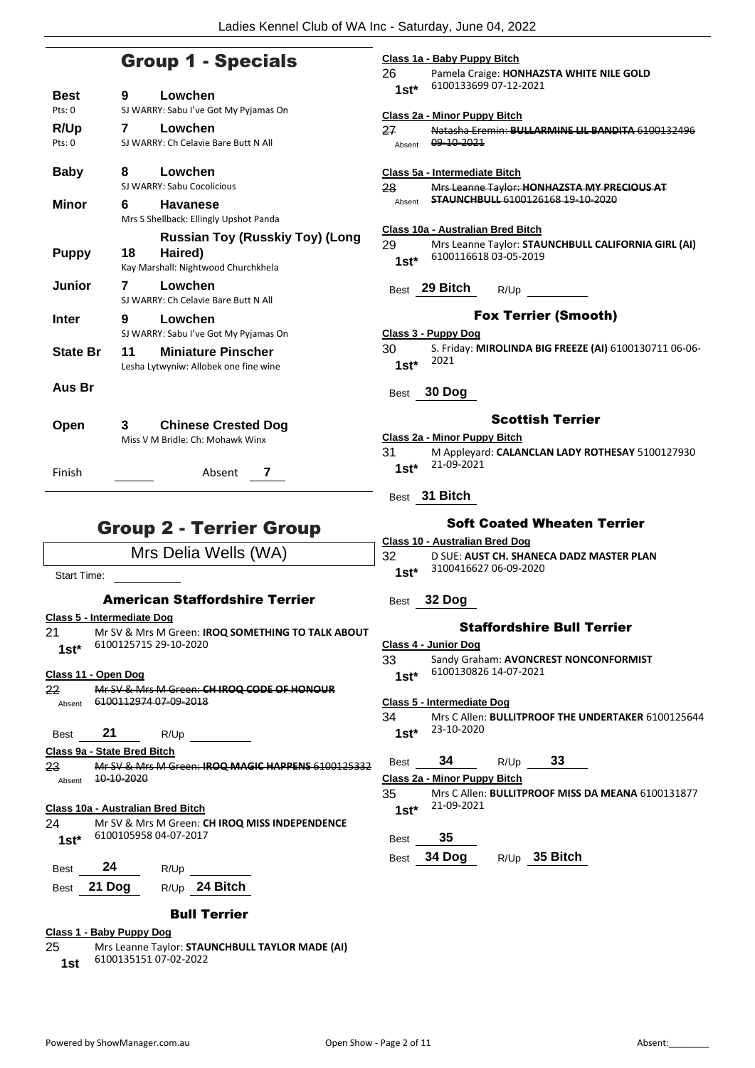## Group 1 - Specials

| | | |
|---|---|---|
| **Best** Pts: 0 | **9** | **Lowchen** SJ WARRY: Sabu I've Got My Pyjamas On |
| **R/Up** Pts: 0 | **7** | **Lowchen** SJ WARRY: Ch Celavie Bare Butt N All |
| **Baby** | **8** | **Lowchen** SJ WARRY: Sabu Cocolicious |
| **Minor** | **6** | **Havanese** Mrs S Shellback: Ellingly Upshot Panda |
| **Puppy** | **18** | **Russian Toy (Russkiy Toy) (Long Haired)** Kay Marshall: Nightwood Churchkhela |
| **Junior** | **7** | **Lowchen** SJ WARRY: Ch Celavie Bare Butt N All |
| **Inter** | **9** | **Lowchen** SJ WARRY: Sabu I've Got My Pyjamas On |
| **State Br** | **11** | **Miniature Pinscher** Lesha Lytwyniw: Allobek one fine wine |
| **Aus Br** | | |
| **Open** | **3** | **Chinese Crested Dog** Miss V M Bridle: Ch: Mohawk Winx |

Finish ______ Absent **7**

## Group 2 - Terrier Group

Mrs Delia Wells (WA)

Start Time: ______

### American Staffordshire Terrier

**Class 5 - Intermediate Dog**

21 — 1st* — Mr SV & Mrs M Green: **IROQ SOMETHING TO TALK ABOUT** 6100125715 29-10-2020

**Class 11 - Open Dog**

~~22 — Absent — Mr SV & Mrs M Green: **CH IROQ CODE OF HONOUR** 6100112974 07-09-2018~~

Best **21** R/Up ______

**Class 9a - State Bred Bitch**

~~23 — Absent — Mr SV & Mrs M Green: **IROQ MAGIC HAPPENS** 6100125332 10-10-2020~~

**Class 10a - Australian Bred Bitch**

24 — 1st* — Mr SV & Mrs M Green: **CH IROQ MISS INDEPENDENCE** 6100105958 04-07-2017

Best **24** R/Up ______

Best **21 Dog** R/Up **24 Bitch**

### Bull Terrier

**Class 1 - Baby Puppy Dog**

25 — 1st — Mrs Leanne Taylor: **STAUNCHBULL TAYLOR MADE (AI)** 6100135151 07-02-2022

**Class 1a - Baby Puppy Bitch**

26 — 1st* — Pamela Craige: **HONHAZSTA WHITE NILE GOLD** 6100133699 07-12-2021

**Class 2a - Minor Puppy Bitch**

~~27 — Absent — Natasha Eremin: **BULLARMINE LIL BANDITA** 6100132496 09-10-2021~~

**Class 5a - Intermediate Bitch**

~~28 — Absent — Mrs Leanne Taylor: **HONHAZSTA MY PRECIOUS AT STAUNCHBULL** 6100126168 19-10-2020~~

**Class 10a - Australian Bred Bitch**

29 — 1st* — Mrs Leanne Taylor: **STAUNCHBULL CALIFORNIA GIRL (AI)** 6100116618 03-05-2019

Best **29 Bitch** R/Up ______

### Fox Terrier (Smooth)

**Class 3 - Puppy Dog**

30 — 1st* — S. Friday: **MIROLINDA BIG FREEZE (AI)** 6100130711 06-06-2021

Best **30 Dog**

### Scottish Terrier

**Class 2a - Minor Puppy Bitch**

31 — 1st* — M Appleyard: **CALANCLAN LADY ROTHESAY** 5100127930 21-09-2021

Best **31 Bitch**

### Soft Coated Wheaten Terrier

**Class 10 - Australian Bred Dog**

32 — 1st* — D SUE: **AUST CH. SHANECA DADZ MASTER PLAN** 3100416627 06-09-2020

Best **32 Dog**

### Staffordshire Bull Terrier

**Class 4 - Junior Dog**

33 — 1st* — Sandy Graham: **AVONCREST NONCONFORMIST** 6100130826 14-07-2021

**Class 5 - Intermediate Dog**

34 — 1st* — Mrs C Allen: **BULLITPROOF THE UNDERTAKER** 6100125644 23-10-2020

Best **34** R/Up **33**

**Class 2a - Minor Puppy Bitch**

35 — 1st* — Mrs C Allen: **BULLITPROOF MISS DA MEANA** 6100131877 21-09-2021

Best **35**

Best **34 Dog** R/Up **35 Bitch**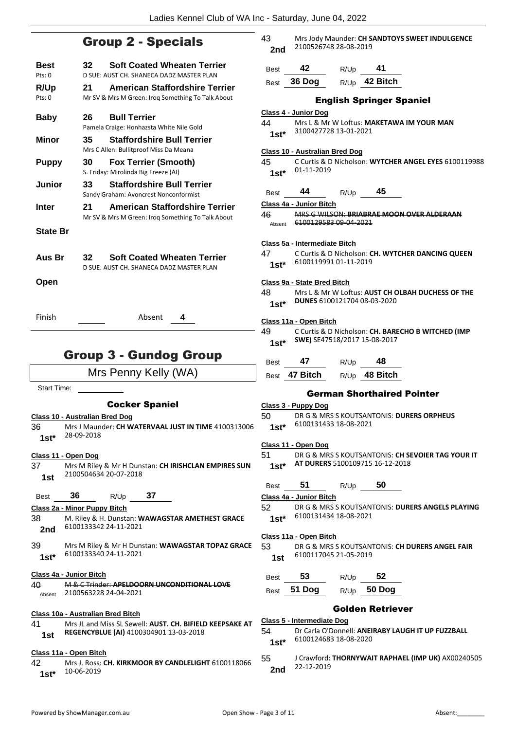## Group 2 - Specials

| | | |
|---|---|---|
| **Best** Pts: 0 | 32 | **Soft Coated Wheaten Terrier** D SUE: AUST CH. SHANECA DADZ MASTER PLAN |
| **R/Up** Pts: 0 | 21 | **American Staffordshire Terrier** Mr SV & Mrs M Green: Iroq Something To Talk About |
| **Baby** | 26 | **Bull Terrier** Pamela Craige: Honhazsta White Nile Gold |
| **Minor** | 35 | **Staffordshire Bull Terrier** Mrs C Allen: Bullitproof Miss Da Meana |
| **Puppy** | 30 | **Fox Terrier (Smooth)** S. Friday: Mirolinda Big Freeze (AI) |
| **Junior** | 33 | **Staffordshire Bull Terrier** Sandy Graham: Avoncrest Nonconformist |
| **Inter** | 21 | **American Staffordshire Terrier** Mr SV & Mrs M Green: Iroq Something To Talk About |
| **State Br** | | |
| **Aus Br** | 32 | **Soft Coated Wheaten Terrier** D SUE: AUST CH. SHANECA DADZ MASTER PLAN |
| **Open** | | |

Finish ______ Absent **4**

## Group 3 - Gundog Group

Mrs Penny Kelly (WA)

Start Time: ______

### Cocker Spaniel

**Class 10 - Australian Bred Dog**

36 **1st*** Mrs J Maunder: **CH WATERVAAL JUST IN TIME** 4100313006 28-09-2018

**Class 11 - Open Dog**

37 **1st** Mrs M Riley & Mr H Dunstan: **CH IRISHCLAN EMPIRES SUN** 2100504634 20-07-2018

Best **36** R/Up **37**

**Class 2a - Minor Puppy Bitch**

38 **2nd** M. Riley & H. Dunstan: **WAWAGSTAR AMETHEST GRACE** 6100133342 24-11-2021

39 **1st*** Mrs M Riley & Mr H Dunstan: **WAWAGSTAR TOPAZ GRACE** 6100133340 24-11-2021

**Class 4a - Junior Bitch**

40 Absent ~~M & C Trinder: APELDOORN UNCONDITIONAL LOVE 2100563228 24-04-2021~~

**Class 10a - Australian Bred Bitch**

41 **1st** Mrs JL and Miss SL Sewell: **AUST. CH. BIFIELD KEEPSAKE AT REGENCYBLUE (AI)** 4100304901 13-03-2018

**Class 11a - Open Bitch**

42 **1st*** Mrs J. Ross: **CH. KIRKMOOR BY CANDLELIGHT** 6100118066 10-06-2019

43 **2nd** Mrs Jody Maunder: **CH SANDTOYS SWEET INDULGENCE** 2100526748 28-08-2019

Best **42** R/Up **41**

Best **36 Dog** R/Up **42 Bitch**

### English Springer Spaniel

**Class 4 - Junior Dog**

44 **1st*** Mrs L & Mr W Loftus: **MAKETAWA IM YOUR MAN** 3100427728 13-01-2021

**Class 10 - Australian Bred Dog**

45 **1st*** C Curtis & D Nicholson: **WYTCHER ANGEL EYES** 6100119988 01-11-2019

Best **44** R/Up **45**

**Class 4a - Junior Bitch**

46 Absent ~~MRS G WILSON: BRIABRAE MOON OVER ALDERAAN 6100129583 09-04-2021~~

**Class 5a - Intermediate Bitch**

47 **1st*** C Curtis & D Nicholson: **CH. WYTCHER DANCING QUEEN** 6100119991 01-11-2019

**Class 9a - State Bred Bitch**

48 **1st*** Mrs L & Mr W Loftus: **AUST CH OLBAH DUCHESS OF THE DUNES** 6100121704 08-03-2020

**Class 11a - Open Bitch**

49 **1st*** C Curtis & D Nicholson: **CH. BARECHO B WITCHED (IMP SWE)** SE47518/2017 15-08-2017

Best **47** R/Up **48**

Best **47 Bitch** R/Up **48 Bitch**

### German Shorthaired Pointer

**Class 3 - Puppy Dog**

50 **1st*** DR G & MRS S KOUTSANTONIS: **DURERS ORPHEUS** 6100131433 18-08-2021

**Class 11 - Open Dog**

51 **1st*** DR G & MRS S KOUTSANTONIS: **CH SEVOIER TAG YOUR IT AT DURERS** 5100109715 16-12-2018

Best **51** R/Up **50**

**Class 4a - Junior Bitch**

52 **1st*** DR G & MRS S KOUTSANTONIS: **DURERS ANGELS PLAYING** 6100131434 18-08-2021

**Class 11a - Open Bitch**

53 **1st** DR G & MRS S KOUTSANTONIS: **CH DURERS ANGEL FAIR** 6100117045 21-05-2019

Best **53** R/Up **52**

Best **51 Dog** R/Up **50 Dog**

### Golden Retriever

**Class 5 - Intermediate Dog**

54 **1st*** Dr Carla O'Donnell: **ANEIRABY LAUGH IT UP FUZZBALL** 6100124683 18-08-2020

55 **2nd** J Crawford: **THORNYWAIT RAPHAEL (IMP UK)** AX00240505 22-12-2019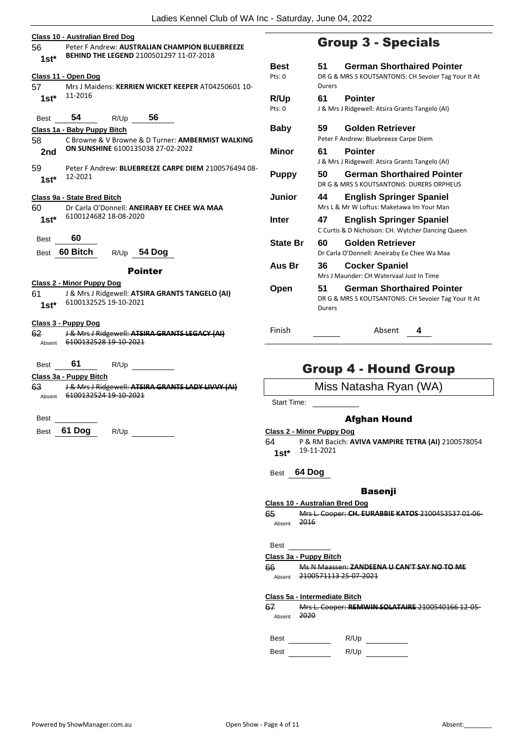**Class 10 - Australian Bred Dog**

56 — Peter F Andrew: **AUSTRALIAN CHAMPION BLUEBREEZE BEHIND THE LEGEND** 2100501297 11-07-2018
**1st***

**Class 11 - Open Dog**

57 — Mrs J Maidens: **KERRIEN WICKET KEEPER** AT04250601 10-11-2016
**1st***

Best **54** R/Up **56**

**Class 1a - Baby Puppy Bitch**

58 — C Browne & V Browne & D Turner: **AMBERMIST WALKING ON SUNSHINE** 6100135038 27-02-2022
**2nd**

59 — Peter F Andrew: **BLUEBREEZE CARPE DIEM** 2100576494 08-12-2021
**1st***

**Class 9a - State Bred Bitch**

60 — Dr Carla O'Donnell: **ANEIRABY EE CHEE WA MAA** 6100124682 18-08-2020
**1st***

Best **60**

Best **60 Bitch** R/Up **54 Dog**

### Pointer

**Class 2 - Minor Puppy Dog**

61 — J & Mrs J Ridgewell: **ATSIRA GRANTS TANGELO (AI)** 6100132525 19-10-2021
**1st***

**Class 3 - Puppy Dog**

~~62 — J & Mrs J Ridgewell: **ATSIRA GRANTS LEGACY (AI)** 6100132528 19-10-2021~~
Absent

Best **61** R/Up

**Class 3a - Puppy Bitch**

~~63 — J & Mrs J Ridgewell: **ATSIRA GRANTS LADY LIVVY (AI)** 6100132524 19-10-2021~~
Absent

Best

Best **61 Dog** R/Up

## Group 3 - Specials

| | | |
|---|---|---|
| **Best** Pts: 0 | **51** | **German Shorthaired Pointer** DR G & MRS S KOUTSANTONIS: CH Sevoier Tag Your It At Durers |
| **R/Up** Pts: 0 | **61** | **Pointer** J & Mrs J Ridgewell: Atsira Grants Tangelo (AI) |
| **Baby** | **59** | **Golden Retriever** Peter F Andrew: Bluebreeze Carpe Diem |
| **Minor** | **61** | **Pointer** J & Mrs J Ridgewell: Atsira Grants Tangelo (AI) |
| **Puppy** | **50** | **German Shorthaired Pointer** DR G & MRS S KOUTSANTONIS: DURERS ORPHEUS |
| **Junior** | **44** | **English Springer Spaniel** Mrs L & Mr W Loftus: Maketawa Im Your Man |
| **Inter** | **47** | **English Springer Spaniel** C Curtis & D Nicholson: CH. Wytcher Dancing Queen |
| **State Br** | **60** | **Golden Retriever** Dr Carla O'Donnell: Aneiraby Ee Chee Wa Maa |
| **Aus Br** | **36** | **Cocker Spaniel** Mrs J Maunder: CH Watervaal Just In Time |
| **Open** | **51** | **German Shorthaired Pointer** DR G & MRS S KOUTSANTONIS: CH Sevoier Tag Your It At Durers |

Finish ______ Absent **4**

## Group 4 - Hound Group

Miss Natasha Ryan (WA)

Start Time:

### Afghan Hound

**Class 2 - Minor Puppy Dog**

64 — P & RM Bacich: **AVIVA VAMPIRE TETRA (AI)** 2100578054 19-11-2021
**1st***

Best **64 Dog**

### Basenji

**Class 10 - Australian Bred Dog**

~~65 — Mrs L. Cooper: **CH. EURABBIE KATOS** 2100453537 01-06-2016~~
Absent

Best

**Class 3a - Puppy Bitch**

~~66 — Ms N Maassen: **ZANDEENA U CAN'T SAY NO TO ME** 2100571113 25-07-2021~~
Absent

**Class 5a - Intermediate Bitch**

~~67 — Mrs L. Cooper: **REMWIN SOLATAIRE** 2100540166 12-05-2020~~
Absent

Best R/Up

Best R/Up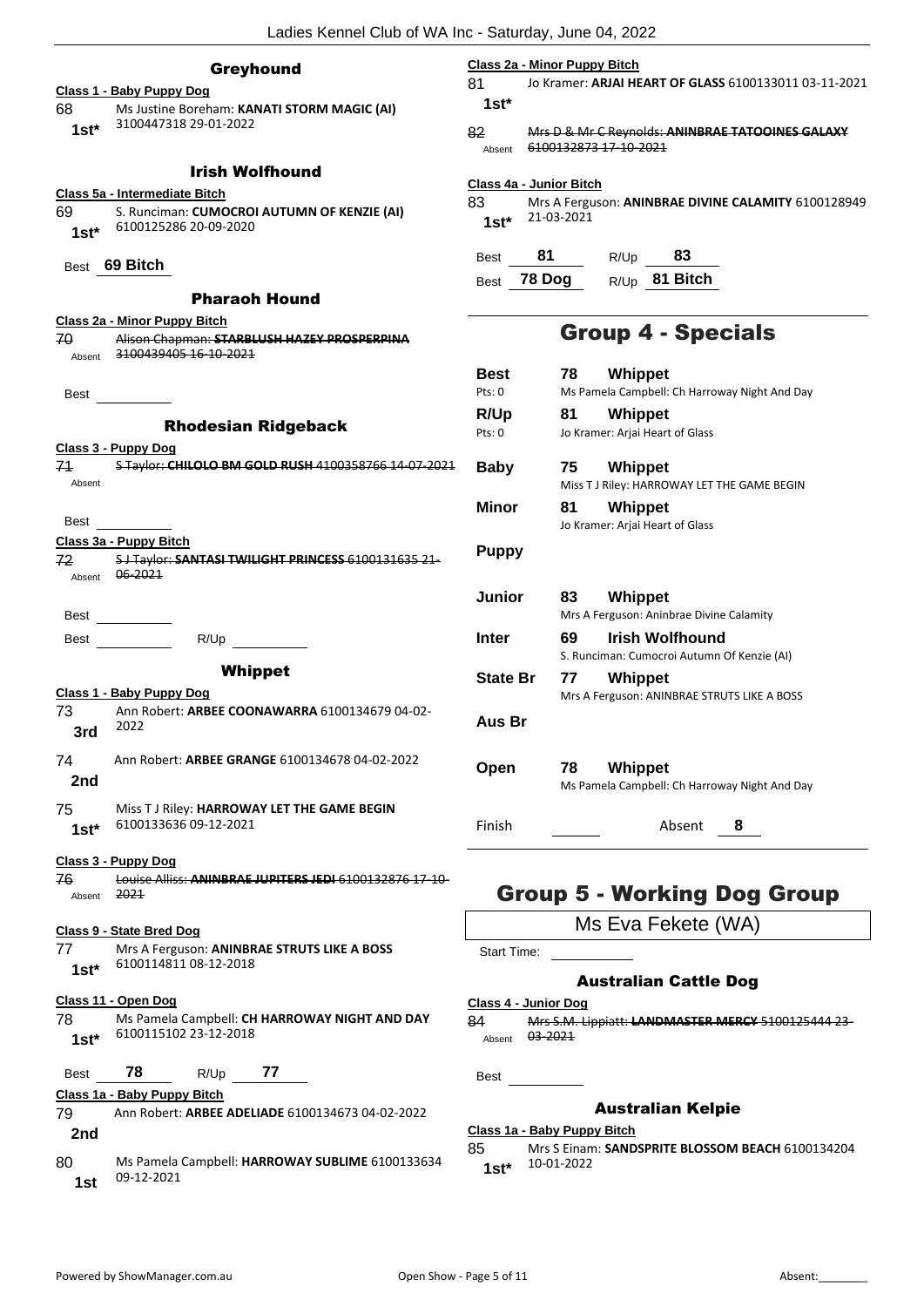## Greyhound

**Class 1 - Baby Puppy Dog**

68 — Ms Justine Boreham: **KANATI STORM MAGIC (AI)** 3100447318 29-01-2022 — **1st***

## Irish Wolfhound

**Class 5a - Intermediate Bitch**

69 — S. Runciman: **CUMOCROI AUTUMN OF KENZIE (AI)** 6100125286 20-09-2020 — **1st***

Best **69 Bitch**

## Pharaoh Hound

**Class 2a - Minor Puppy Bitch**

70 — ~~Alison Chapman: **STARBLUSH HAZEY PROSPERPINA** 3100439405 16-10-2021~~ — Absent

Best

## Rhodesian Ridgeback

**Class 3 - Puppy Dog**

71 — ~~S Taylor: **CHILOLO BM GOLD RUSH** 4100358766 14-07-2021~~ — Absent

Best

**Class 3a - Puppy Bitch**

72 — ~~S J Taylor: **SANTASI TWILIGHT PRINCESS** 6100131635 21-06-2021~~ — Absent

Best

Best R/Up

## Whippet

**Class 1 - Baby Puppy Dog**

73 — Ann Robert: **ARBEE COONAWARRA** 6100134679 04-02-2022 — **3rd**

74 — Ann Robert: **ARBEE GRANGE** 6100134678 04-02-2022 — **2nd**

75 — Miss T J Riley: **HARROWAY LET THE GAME BEGIN** 6100133636 09-12-2021 — **1st***

**Class 3 - Puppy Dog**

76 — ~~Louise Alliss: **ANINBRAE JUPITERS JEDI** 6100132876 17-10-2021~~ — Absent

**Class 9 - State Bred Dog**

77 — Mrs A Ferguson: **ANINBRAE STRUTS LIKE A BOSS** 6100114811 08-12-2018 — **1st***

**Class 11 - Open Dog**

78 — Ms Pamela Campbell: **CH HARROWAY NIGHT AND DAY** 6100115102 23-12-2018 — **1st***

Best **78** R/Up **77**

**Class 1a - Baby Puppy Bitch**

79 — Ann Robert: **ARBEE ADELIADE** 6100134673 04-02-2022 — **2nd**

80 — Ms Pamela Campbell: **HARROWAY SUBLIME** 6100133634 09-12-2021 — **1st**

**Class 2a - Minor Puppy Bitch**

81 — Jo Kramer: **ARJAI HEART OF GLASS** 6100133011 03-11-2021 — **1st***

82 — ~~Mrs D & Mr C Reynolds: **ANINBRAE TATOOINES GALAXY** 6100132873 17-10-2021~~ — Absent

**Class 4a - Junior Bitch**

83 — Mrs A Ferguson: **ANINBRAE DIVINE CALAMITY** 6100128949 21-03-2021 — **1st***

Best **81** R/Up **83**

Best **78 Dog** R/Up **81 Bitch**

# Group 4 - Specials

| | | | |
|---|---|---|---|
| **Best** (Pts: 0) | 78 | **Whippet** | Ms Pamela Campbell: Ch Harroway Night And Day |
| **R/Up** (Pts: 0) | 81 | **Whippet** | Jo Kramer: Arjai Heart of Glass |
| **Baby** | 75 | **Whippet** | Miss T J Riley: HARROWAY LET THE GAME BEGIN |
| **Minor** | 81 | **Whippet** | Jo Kramer: Arjai Heart of Glass |
| **Puppy** | | | |
| **Junior** | 83 | **Whippet** | Mrs A Ferguson: Aninbrae Divine Calamity |
| **Inter** | 69 | **Irish Wolfhound** | S. Runciman: Cumocroi Autumn Of Kenzie (AI) |
| **State Br** | 77 | **Whippet** | Mrs A Ferguson: ANINBRAE STRUTS LIKE A BOSS |
| **Aus Br** | | | |
| **Open** | 78 | **Whippet** | Ms Pamela Campbell: Ch Harroway Night And Day |

Finish ______ Absent **8**

# Group 5 - Working Dog Group

Ms Eva Fekete (WA)

Start Time:

## Australian Cattle Dog

**Class 4 - Junior Dog**

84 — ~~Mrs S.M. Lippiatt: **LANDMASTER MERCY** 5100125444 23-03-2021~~ — Absent

Best

## Australian Kelpie

**Class 1a - Baby Puppy Bitch**

85 — Mrs S Einam: **SANDSPRITE BLOSSOM BEACH** 6100134204 10-01-2022 — **1st***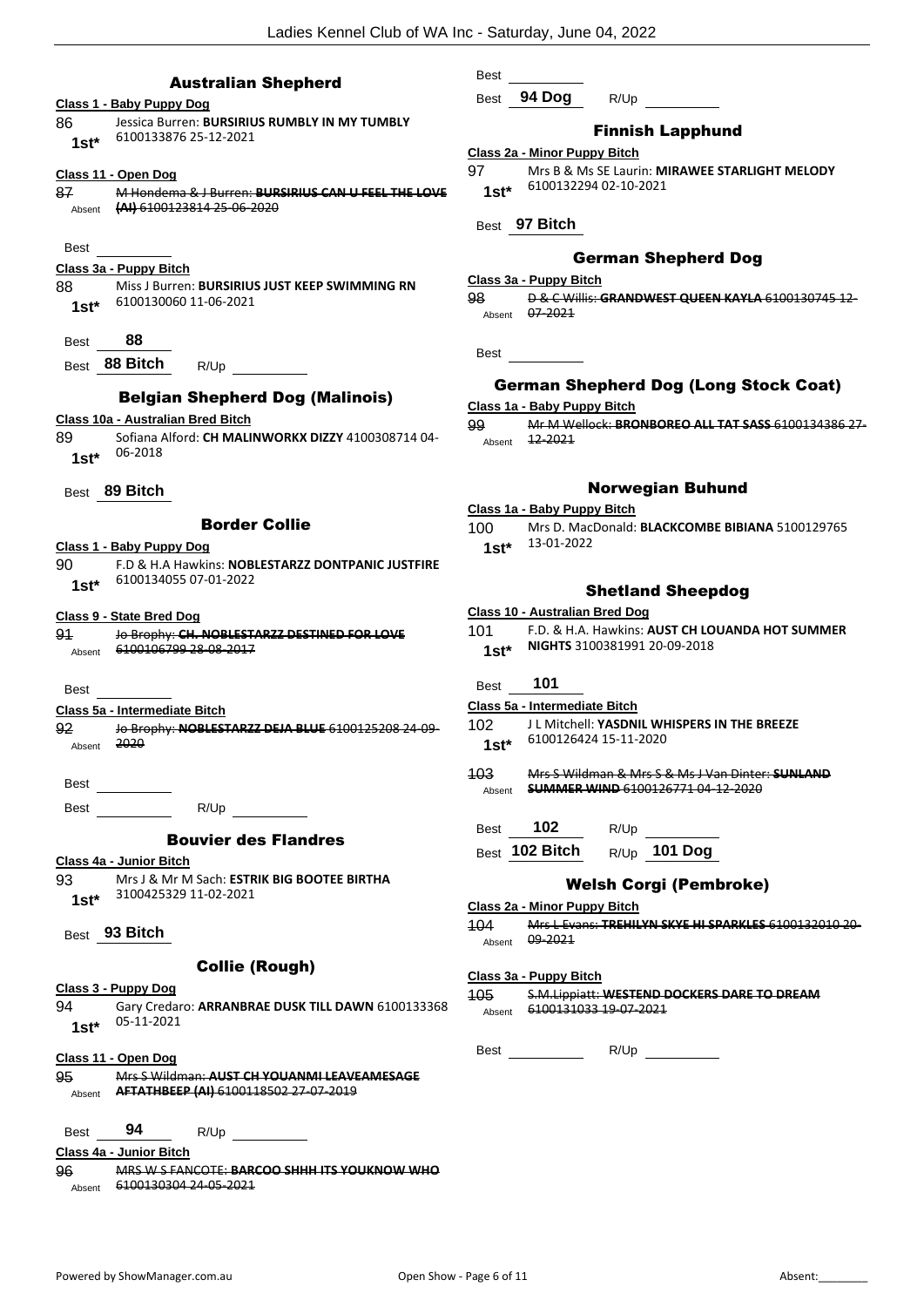## Australian Shepherd

**Class 1 - Baby Puppy Dog**

86 Jessica Burren: **BURSIRIUS RUMBLY IN MY TUMBLY** 6100133876 25-12-2021
1st*

**Class 11 - Open Dog**

~~87 M Hondema & J Burren: **BURSIRIUS CAN U FEEL THE LOVE (AI)** 6100123814 25-06-2020~~
Absent

Best

**Class 3a - Puppy Bitch**

88 Miss J Burren: **BURSIRIUS JUST KEEP SWIMMING RN** 6100130060 11-06-2021
1st*

Best 88

Best 88 Bitch R/Up

## Belgian Shepherd Dog (Malinois)

**Class 10a - Australian Bred Bitch**

89 Sofiana Alford: **CH MALINWORKX DIZZY** 4100308714 04-06-2018
1st*

Best 89 Bitch

## Border Collie

**Class 1 - Baby Puppy Dog**

90 F.D & H.A Hawkins: **NOBLESTARZZ DONTPANIC JUSTFIRE** 6100134055 07-01-2022
1st*

**Class 9 - State Bred Dog**

~~91 Jo Brophy: **CH. NOBLESTARZZ DESTINED FOR LOVE** 6100106799 28-08-2017~~
Absent

Best

**Class 5a - Intermediate Bitch**

~~92 Jo Brophy: **NOBLESTARZZ DEJA BLUE** 6100125208 24-09-2020~~
Absent

Best

Best R/Up

## Bouvier des Flandres

**Class 4a - Junior Bitch**

93 Mrs J & Mr M Sach: **ESTRIK BIG BOOTEE BERTHA** 3100425329 11-02-2021
1st*

Best 93 Bitch

## Collie (Rough)

**Class 3 - Puppy Dog**

94 Gary Credaro: **ARRANBRAE DUSK TILL DAWN** 6100133368 05-11-2021
1st*

**Class 11 - Open Dog**

~~95 Mrs S Wildman: **AUST CH YOUANMI LEAVEAMESAGE AFTATHBEEP (AI)** 6100118502 27-07-2019~~
Absent

Best 94 R/Up

**Class 4a - Junior Bitch**

~~96 MRS W S FANCOTE: **BARCOO SHHH ITS YOUKNOW WHO** 6100130304 24-05-2021~~
Absent

Best

Best 94 Dog R/Up

## Finnish Lapphund

**Class 2a - Minor Puppy Bitch**

97 Mrs B & Ms SE Laurin: **MIRAWEE STARLIGHT MELODY** 6100132294 02-10-2021
1st*

Best 97 Bitch

## German Shepherd Dog

**Class 3a - Puppy Bitch**

~~98 D & C Willis: **GRANDWEST QUEEN KAYLA** 6100130745 12-07-2021~~
Absent

Best

## German Shepherd Dog (Long Stock Coat)

**Class 1a - Baby Puppy Bitch**

~~99 Mr M Wellock: **BRONBOREO ALL TAT SASS** 6100134386 27-12-2021~~
Absent

## Norwegian Buhund

**Class 1a - Baby Puppy Bitch**

100 Mrs D. MacDonald: **BLACKCOMBE BIBIANA** 5100129765 13-01-2022
1st*

## Shetland Sheepdog

**Class 10 - Australian Bred Dog**

101 F.D. & H.A. Hawkins: **AUST CH LOUANDA HOT SUMMER NIGHTS** 3100381991 20-09-2018
1st*

Best 101

**Class 5a - Intermediate Bitch**

102 J L Mitchell: **YASDNIL WHISPERS IN THE BREEZE** 6100126424 15-11-2020
1st*

~~103 Mrs S Wildman & Mrs S & Ms J Van Dinter: **SUNLAND SUMMER WIND** 6100126771 04-12-2020~~
Absent

Best 102 R/Up

Best 102 Bitch R/Up 101 Dog

## Welsh Corgi (Pembroke)

**Class 2a - Minor Puppy Bitch**

~~104 Mrs L Evans: **TREHILYN SKYE HI SPARKLES** 6100132010 20-09-2021~~
Absent

**Class 3a - Puppy Bitch**

~~105 S.M.Lippiatt: **WESTEND DOCKERS DARE TO DREAM** 6100131033 19-07-2021~~
Absent

Best R/Up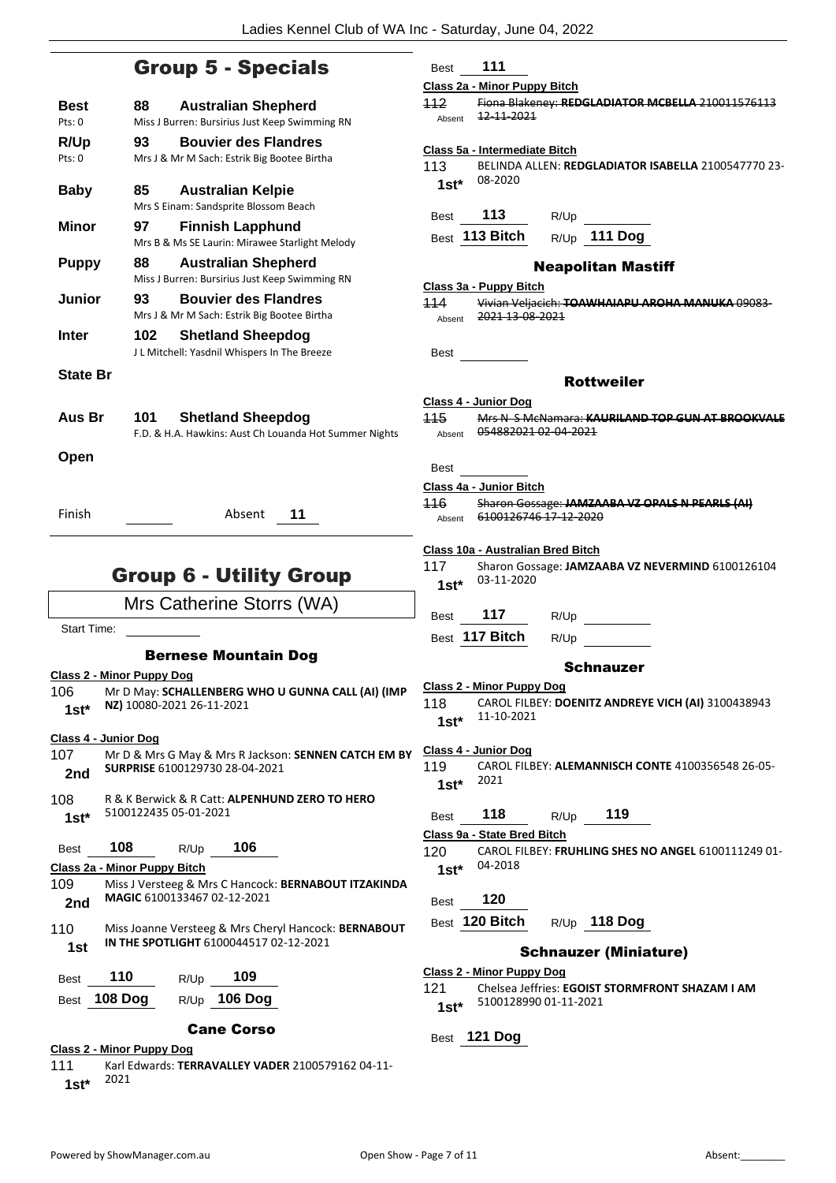## Group 5 - Specials

| | | |
|---|---|---|
| **Best** Pts: 0 | 88 | **Australian Shepherd** Miss J Burren: Bursirius Just Keep Swimming RN |
| **R/Up** Pts: 0 | 93 | **Bouvier des Flandres** Mrs J & Mr M Sach: Estrik Big Bootee Birtha |
| **Baby** | 85 | **Australian Kelpie** Mrs S Einam: Sandsprite Blossom Beach |
| **Minor** | 97 | **Finnish Lapphund** Mrs B & Ms SE Laurin: Mirawee Starlight Melody |
| **Puppy** | 88 | **Australian Shepherd** Miss J Burren: Bursirius Just Keep Swimming RN |
| **Junior** | 93 | **Bouvier des Flandres** Mrs J & Mr M Sach: Estrik Big Bootee Birtha |
| **Inter** | 102 | **Shetland Sheepdog** J L Mitchell: Yasdnil Whispers In The Breeze |
| **State Br** | | |
| **Aus Br** | 101 | **Shetland Sheepdog** F.D. & H.A. Hawkins: Aust Ch Louanda Hot Summer Nights |
| **Open** | | |

Finish ______ Absent **11**

## Group 6 - Utility Group

Mrs Catherine Storrs (WA)

Start Time: ______

### Bernese Mountain Dog

**Class 2 - Minor Puppy Dog**

106 **1st*** — Mr D May: **SCHALLENBERG WHO U GUNNA CALL (AI) (IMP NZ)** 10080-2021 26-11-2021

**Class 4 - Junior Dog**

107 **2nd** — Mr D & Mrs G May & Mrs R Jackson: **SENNEN CATCH EM BY SURPRISE** 6100129730 28-04-2021

108 **1st*** — R & K Berwick & R Catt: **ALPENHUND ZERO TO HERO** 5100122435 05-01-2021

Best **108** R/Up **106**

**Class 2a - Minor Puppy Bitch**

109 **2nd** — Miss J Versteeg & Mrs C Hancock: **BERNABOUT ITZAKINDA MAGIC** 6100133467 02-12-2021

110 **1st** — Miss Joanne Versteeg & Mrs Cheryl Hancock: **BERNABOUT IN THE SPOTLIGHT** 6100044517 02-12-2021

Best **110** R/Up **109**

Best **108 Dog** R/Up **106 Dog**

### Cane Corso

**Class 2 - Minor Puppy Dog**

111 **1st*** — Karl Edwards: **TERRAVALLEY VADER** 2100579162 04-11-2021

Best **111**

**Class 2a - Minor Puppy Bitch**

112 Absent — ~~Fiona Blakeney: **REDGLADIATOR MCBELLA** 210011576113 12-11-2021~~

**Class 5a - Intermediate Bitch**

113 **1st*** — BELINDA ALLEN: **REDGLADIATOR ISABELLA** 2100547770 23-08-2020

Best **113** R/Up ______

Best **113 Bitch** R/Up **111 Dog**

### Neapolitan Mastiff

**Class 3a - Puppy Bitch**

114 Absent — ~~Vivian Veljacich: **TOAWHAIAPU AROHA MANUKA** 09083-2021 13-08-2021~~

Best ______

### Rottweiler

**Class 4 - Junior Dog**

115 Absent — ~~Mrs N S McNamara: **KAURILAND TOP GUN AT BROOKVALE** 054882021 02-04-2021~~

Best ______

**Class 4a - Junior Bitch**

116 Absent — ~~Sharon Gossage: **JAMZAABA VZ OPALS N PEARLS (AI)** 6100126746 17-12-2020~~

**Class 10a - Australian Bred Bitch**

117 **1st*** — Sharon Gossage: **JAMZAABA VZ NEVERMIND** 6100126104 03-11-2020

Best **117** R/Up ______

Best **117 Bitch** R/Up ______

### Schnauzer

**Class 2 - Minor Puppy Dog**

118 **1st*** — CAROL FILBEY: **DOENITZ ANDREYE VICH (AI)** 3100438943 11-10-2021

**Class 4 - Junior Dog**

119 **1st*** — CAROL FILBEY: **ALEMANNISCH CONTE** 4100356548 26-05-2021

Best **118** R/Up **119**

**Class 9a - State Bred Bitch**

120 **1st*** — CAROL FILBEY: **FRUHLING SHES NO ANGEL** 6100111249 01-04-2018

Best **120**

Best **120 Bitch** R/Up **118 Dog**

### Schnauzer (Miniature)

**Class 2 - Minor Puppy Dog**

121 **1st*** — Chelsea Jeffries: **EGOIST STORMFRONT SHAZAM I AM** 5100128990 01-11-2021

Best **121 Dog**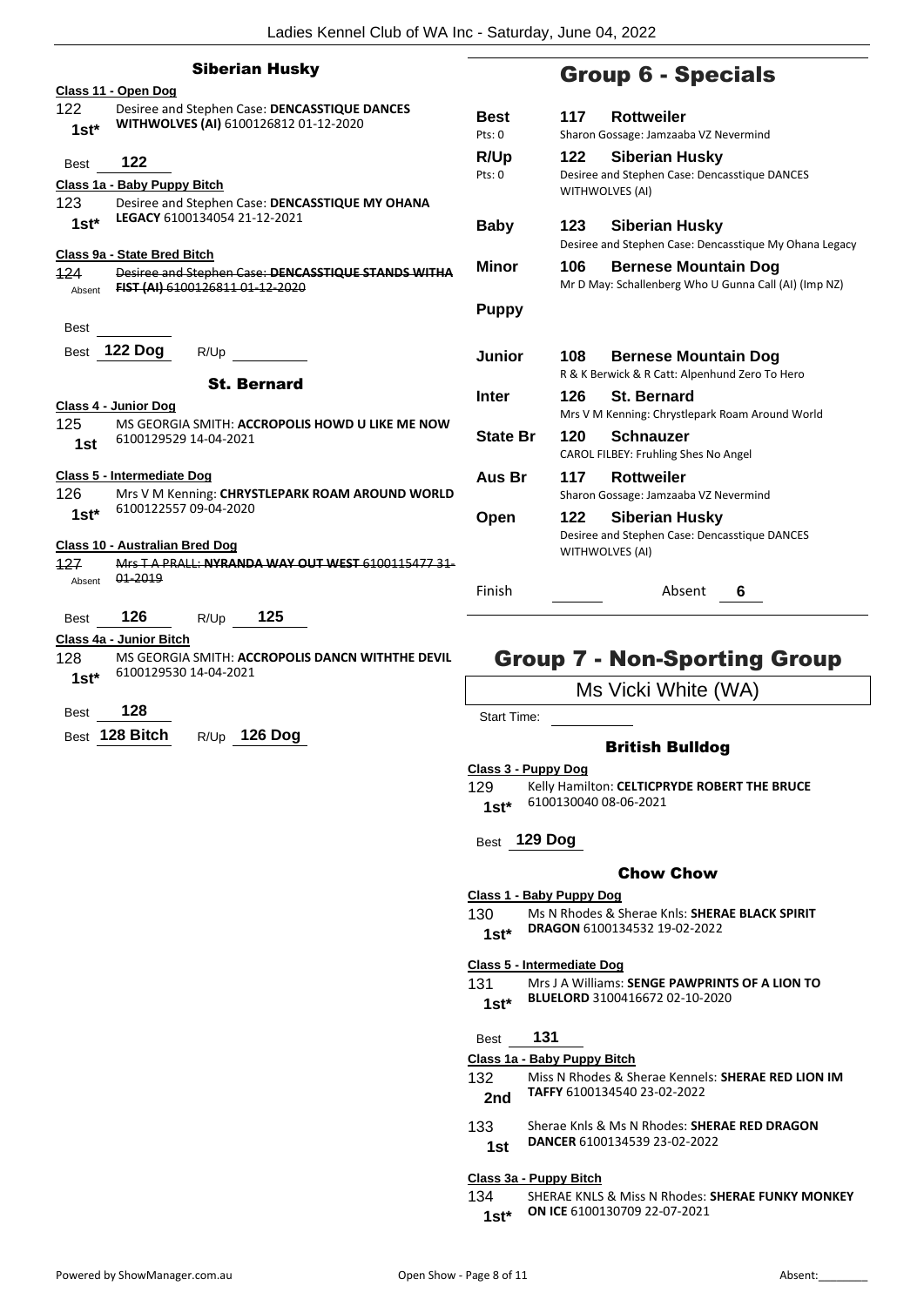## Siberian Husky

**Class 11 - Open Dog**

122 — 1st* — Desiree and Stephen Case: **DENCASSTIQUE DANCES WITHWOLVES (AI)** 6100126812 01-12-2020

Best 122

**Class 1a - Baby Puppy Bitch**

123 — 1st* — Desiree and Stephen Case: **DENCASSTIQUE MY OHANA LEGACY** 6100134054 21-12-2021

**Class 9a - State Bred Bitch**

~~124~~ — Absent — ~~Desiree and Stephen Case: **DENCASSTIQUE STANDS WITHA FIST (AI)** 6100126811 01-12-2020~~

Best

Best **122 Dog** R/Up

## St. Bernard

**Class 4 - Junior Dog**

125 — 1st — MS GEORGIA SMITH: **ACCROPOLIS HOWD U LIKE ME NOW** 6100129529 14-04-2021

**Class 5 - Intermediate Dog**

126 — 1st* — Mrs V M Kenning: **CHRYSTLEPARK ROAM AROUND WORLD** 6100122557 09-04-2020

**Class 10 - Australian Bred Dog**

~~127~~ — Absent — ~~Mrs T A PRALL: **NYRANDA WAY OUT WEST** 6100115477 31-01-2019~~

Best 126 R/Up 125

**Class 4a - Junior Bitch**

128 — 1st* — MS GEORGIA SMITH: **ACCROPOLIS DANCN WITHTHE DEVIL** 6100129530 14-04-2021

Best 128

Best **128 Bitch** R/Up **126 Dog**

# Group 6 - Specials

| | | |
|---|---|---|
| **Best** Pts: 0 | **117 Rottweiler** | Sharon Gossage: Jamzaaba VZ Nevermind |
| **R/Up** Pts: 0 | **122 Siberian Husky** | Desiree and Stephen Case: Dencasstique DANCES WITHWOLVES (AI) |
| **Baby** | **123 Siberian Husky** | Desiree and Stephen Case: Dencasstique My Ohana Legacy |
| **Minor** | **106 Bernese Mountain Dog** | Mr D May: Schallenberg Who U Gunna Call (AI) (Imp NZ) |
| **Puppy** | | |
| **Junior** | **108 Bernese Mountain Dog** | R & K Berwick & R Catt: Alpenhund Zero To Hero |
| **Inter** | **126 St. Bernard** | Mrs V M Kenning: Chrystlepark Roam Around World |
| **State Br** | **120 Schnauzer** | CAROL FILBEY: Fruhling Shes No Angel |
| **Aus Br** | **117 Rottweiler** | Sharon Gossage: Jamzaaba VZ Nevermind |
| **Open** | **122 Siberian Husky** | Desiree and Stephen Case: Dencasstique DANCES WITHWOLVES (AI) |

Finish ______ Absent **6**

# Group 7 - Non-Sporting Group

Ms Vicki White (WA)

Start Time:

## British Bulldog

**Class 3 - Puppy Dog**

129 — 1st* — Kelly Hamilton: **CELTICPRYDE ROBERT THE BRUCE** 6100130040 08-06-2021

Best **129 Dog**

## Chow Chow

**Class 1 - Baby Puppy Dog**

130 — 1st* — Ms N Rhodes & Sherae Knls: **SHERAE BLACK SPIRIT DRAGON** 6100134532 19-02-2022

**Class 5 - Intermediate Dog**

131 — 1st* — Mrs J A Williams: **SENGE PAWPRINTS OF A LION TO BLUELORD** 3100416672 02-10-2020

Best 131

**Class 1a - Baby Puppy Bitch**

132 — 2nd — Miss N Rhodes & Sherae Kennels: **SHERAE RED LION IM TAFFY** 6100134540 23-02-2022

133 — 1st — Sherae Knls & Ms N Rhodes: **SHERAE RED DRAGON DANCER** 6100134539 23-02-2022

**Class 3a - Puppy Bitch**

134 — 1st* — SHERAE KNLS & Miss N Rhodes: **SHERAE FUNKY MONKEY ON ICE** 6100130709 22-07-2021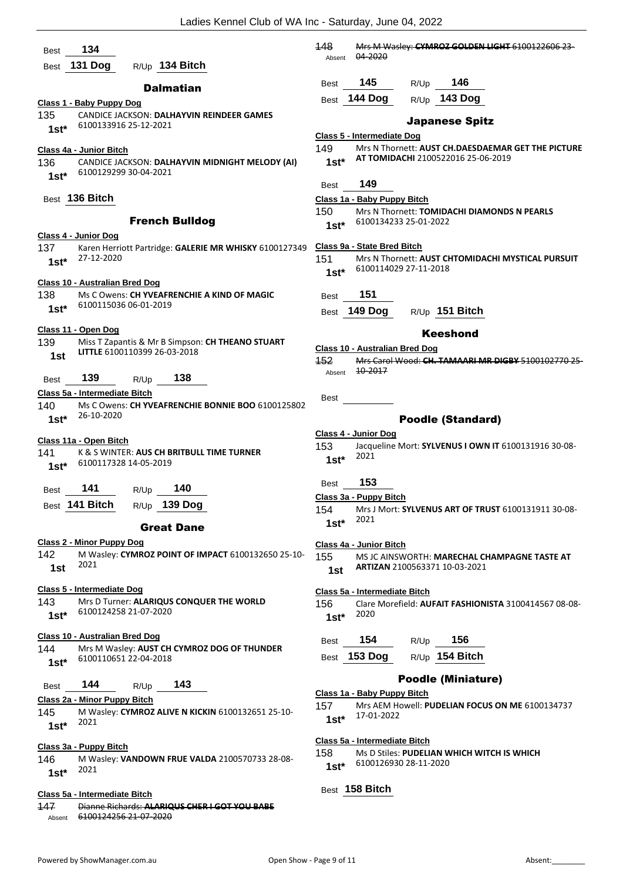Best 134

Best 131 Dog R/Up 134 Bitch

## Dalmatian

**Class 1 - Baby Puppy Dog**

135 1st* CANDICE JACKSON: **DALHAYVIN REINDEER GAMES** 6100133916 25-12-2021

**Class 4a - Junior Bitch**

136 1st* CANDICE JACKSON: **DALHAYVIN MIDNIGHT MELODY (AI)** 6100129299 30-04-2021

Best 136 Bitch

## French Bulldog

**Class 4 - Junior Dog**

137 1st* Karen Herriott Partridge: **GALERIE MR WHISKY** 6100127349 27-12-2020

**Class 10 - Australian Bred Dog**

138 1st* Ms C Owens: **CH YVEAFRENCHIE A KIND OF MAGIC** 6100115036 06-01-2019

**Class 11 - Open Dog**

139 1st Miss T Zapantis & Mr B Simpson: **CH THEANO STUART LITTLE** 6100110399 26-03-2018

Best 139 R/Up 138

**Class 5a - Intermediate Bitch**

140 1st* Ms C Owens: **CH YVEAFRENCHIE BONNIE BOO** 6100125802 26-10-2020

**Class 11a - Open Bitch**

141 1st* K & S WINTER: **AUS CH BRITBULL TIME TURNER** 6100117328 14-05-2019

Best 141 R/Up 140

Best 141 Bitch R/Up 139 Dog

## Great Dane

**Class 2 - Minor Puppy Dog**

142 1st M Wasley: **CYMROZ POINT OF IMPACT** 6100132650 25-10-2021

**Class 5 - Intermediate Dog**

143 1st* Mrs D Turner: **ALARIQUS CONQUER THE WORLD** 6100124258 21-07-2020

**Class 10 - Australian Bred Dog**

144 1st* Mrs M Wasley: **AUST CH CYMROZ DOG OF THUNDER** 6100110651 22-04-2018

Best 144 R/Up 143

**Class 2a - Minor Puppy Bitch**

145 1st* M Wasley: **CYMROZ ALIVE N KICKIN** 6100132651 25-10-2021

**Class 3a - Puppy Bitch**

146 1st* M Wasley: **VANDOWN FRUE VALDA** 2100570733 28-08-2021

**Class 5a - Intermediate Bitch**

~~147~~ Absent ~~Dianne Richards: **ALARIQUS CHER I GOT YOU BABE** 6100124256 21-07-2020~~

~~148~~ Absent ~~Mrs M Wasley: **CYMROZ GOLDEN LIGHT** 6100122606 23-04-2020~~

Best 145 R/Up 146

Best 144 Dog R/Up 143 Dog

## Japanese Spitz

**Class 5 - Intermediate Dog**

149 1st* Mrs N Thornett: **AUST CH.DAESDAEMAR GET THE PICTURE AT TOMIDACHI** 2100522016 25-06-2019

Best 149

**Class 1a - Baby Puppy Bitch**

150 1st* Mrs N Thornett: **TOMIDACHI DIAMONDS N PEARLS** 6100134233 25-01-2022

**Class 9a - State Bred Bitch**

151 1st* Mrs N Thornett: **AUST CHTOMIDACHI MYSTICAL PURSUIT** 6100114029 27-11-2018

Best 151

Best 149 Dog R/Up 151 Bitch

## Keeshond

**Class 10 - Australian Bred Dog**

~~152~~ Absent ~~Mrs Carol Wood: **CH. TAMAARI MR DIGBY** 5100102770 25-10-2017~~

Best

## Poodle (Standard)

**Class 4 - Junior Dog**

153 1st* Jacqueline Mort: **SYLVENUS I OWN IT** 6100131916 30-08-2021

Best 153

**Class 3a - Puppy Bitch**

154 1st* Mrs J Mort: **SYLVENUS ART OF TRUST** 6100131911 30-08-2021

**Class 4a - Junior Bitch**

155 1st MS JC AINSWORTH: **MARECHAL CHAMPAGNE TASTE AT ARTIZAN** 2100563371 10-03-2021

**Class 5a - Intermediate Bitch**

156 1st* Clare Morefield: **AUFAIT FASHIONISTA** 3100414567 08-08-2020

Best 154 R/Up 156

Best 153 Dog R/Up 154 Bitch

## Poodle (Miniature)

**Class 1a - Baby Puppy Bitch**

157 1st* Mrs AEM Howell: **PUDELIAN FOCUS ON ME** 6100134737 17-01-2022

**Class 5a - Intermediate Bitch**

158 1st* Ms D Stiles: **PUDELIAN WHICH WITCH IS WHICH** 6100126930 28-11-2020

Best 158 Bitch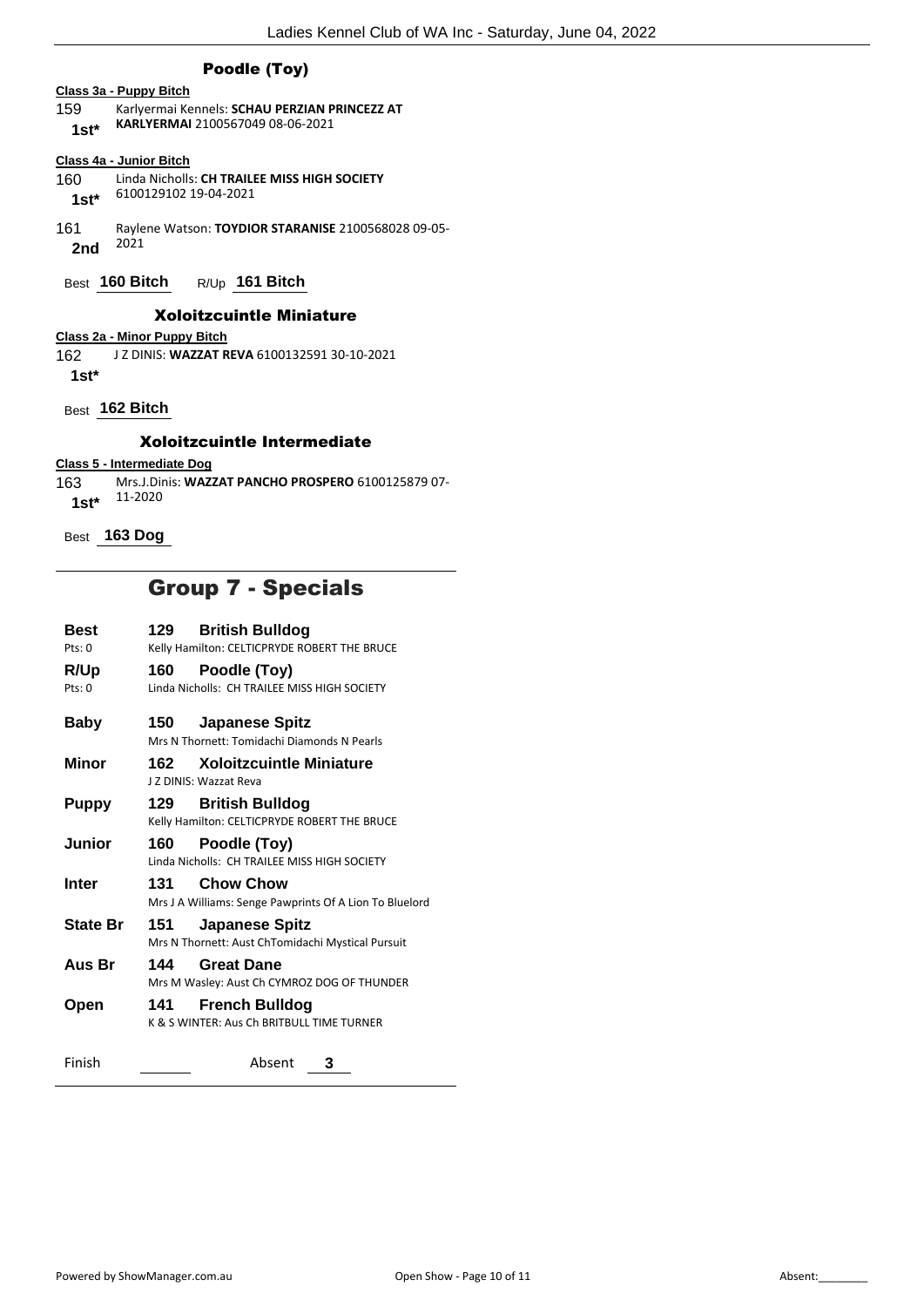### Poodle (Toy)

**Class 3a - Puppy Bitch**

159 Karlyermai Kennels: **SCHAU PERZIAN PRINCEZZ AT KARLYERMAI** 2100567049 08-06-2021
**1st***

**Class 4a - Junior Bitch**

160 Linda Nicholls: **CH TRAILEE MISS HIGH SOCIETY** 6100129102 19-04-2021
**1st***

161 Raylene Watson: **TOYDIOR STARANISE** 2100568028 09-05-2021
**2nd**

Best **160 Bitch** R/Up **161 Bitch**

### Xoloitzcuintle Miniature

**Class 2a - Minor Puppy Bitch**

162 J Z DINIS: **WAZZAT REVA** 6100132591 30-10-2021
**1st***

Best **162 Bitch**

### Xoloitzcuintle Intermediate

**Class 5 - Intermediate Dog**

163 Mrs.J.Dinis: **WAZZAT PANCHO PROSPERO** 6100125879 07-11-2020
**1st***

Best **163 Dog**

## Group 7 - Specials

| | | |
|---|---|---|
| **Best** (Pts: 0) | **129** | **British Bulldog** — Kelly Hamilton: CELTICPRYDE ROBERT THE BRUCE |
| **R/Up** (Pts: 0) | **160** | **Poodle (Toy)** — Linda Nicholls: CH TRAILEE MISS HIGH SOCIETY |
| **Baby** | **150** | **Japanese Spitz** — Mrs N Thornett: Tomidachi Diamonds N Pearls |
| **Minor** | **162** | **Xoloitzcuintle Miniature** — J Z DINIS: Wazzat Reva |
| **Puppy** | **129** | **British Bulldog** — Kelly Hamilton: CELTICPRYDE ROBERT THE BRUCE |
| **Junior** | **160** | **Poodle (Toy)** — Linda Nicholls: CH TRAILEE MISS HIGH SOCIETY |
| **Inter** | **131** | **Chow Chow** — Mrs J A Williams: Senge Pawprints Of A Lion To Bluelord |
| **State Br** | **151** | **Japanese Spitz** — Mrs N Thornett: Aust ChTomidachi Mystical Pursuit |
| **Aus Br** | **144** | **Great Dane** — Mrs M Wasley: Aust Ch CYMROZ DOG OF THUNDER |
| **Open** | **141** | **French Bulldog** — K & S WINTER: Aus Ch BRITBULL TIME TURNER |

Finish ______ Absent **3**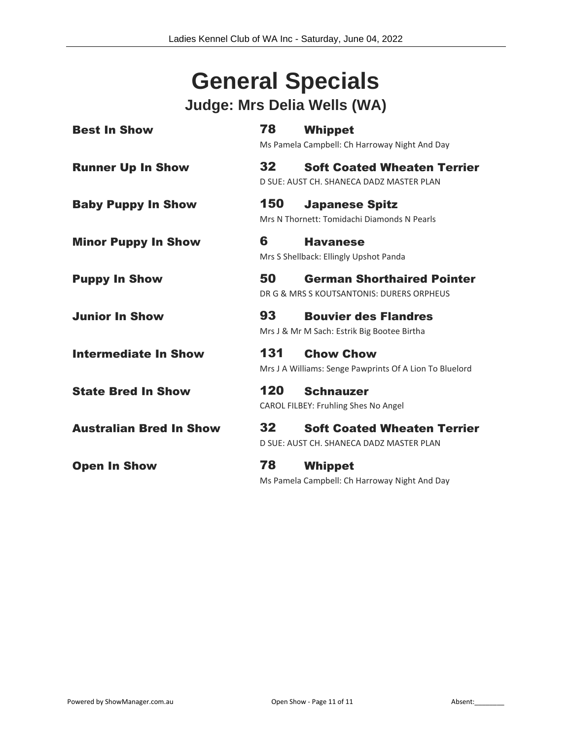# General Specials

## Judge: Mrs Delia Wells (WA)

| | | |
|---|---|---|
| **Best In Show** | **78** | **Whippet**<br>Ms Pamela Campbell: Ch Harroway Night And Day |
| **Runner Up In Show** | **32** | **Soft Coated Wheaten Terrier**<br>D SUE: AUST CH. SHANECA DADZ MASTER PLAN |
| **Baby Puppy In Show** | **150** | **Japanese Spitz**<br>Mrs N Thornett: Tomidachi Diamonds N Pearls |
| **Minor Puppy In Show** | **6** | **Havanese**<br>Mrs S Shellback: Ellingly Upshot Panda |
| **Puppy In Show** | **50** | **German Shorthaired Pointer**<br>DR G & MRS S KOUTSANTONIS: DURERS ORPHEUS |
| **Junior In Show** | **93** | **Bouvier des Flandres**<br>Mrs J & Mr M Sach: Estrik Big Bootee Birtha |
| **Intermediate In Show** | **131** | **Chow Chow**<br>Mrs J A Williams: Senge Pawprints Of A Lion To Bluelord |
| **State Bred In Show** | **120** | **Schnauzer**<br>CAROL FILBEY: Fruhling Shes No Angel |
| **Australian Bred In Show** | **32** | **Soft Coated Wheaten Terrier**<br>D SUE: AUST CH. SHANECA DADZ MASTER PLAN |
| **Open In Show** | **78** | **Whippet**<br>Ms Pamela Campbell: Ch Harroway Night And Day |